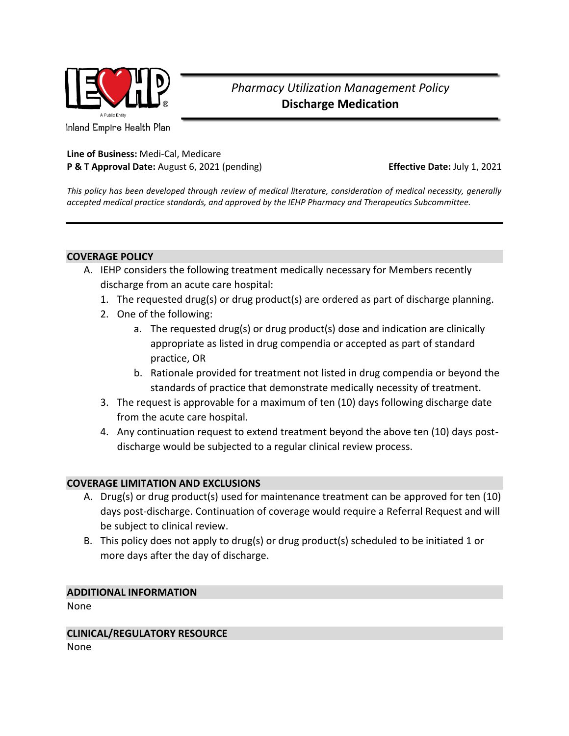Inland Empire Health Plan

*Pharmacy Utilization Management Policy*

# Discharge Medication

**Line of Business:** Medi-Cal, Medicare

**P & T Approval Date:** August 6, 2021 (pending) **Effective Date:** July 1, 2021

*This policy has been developed through review of medical literature, consideration of medical necessity, generally accepted medical practice standards, and approved by the IEHP Pharmacy and Therapeutics Subcommittee.*

---

## COVERAGE POLICY

A. IEHP considers the following treatment medically necessary for Members recently discharge from an acute care hospital:
   1. The requested drug(s) or drug product(s) are ordered as part of discharge planning.
   2. One of the following:
      a. The requested drug(s) or drug product(s) dose and indication are clinically appropriate as listed in drug compendia or accepted as part of standard practice, OR
      b. Rationale provided for treatment not listed in drug compendia or beyond the standards of practice that demonstrate medically necessity of treatment.
   3. The request is approvable for a maximum of ten (10) days following discharge date from the acute care hospital.
   4. Any continuation request to extend treatment beyond the above ten (10) days post-discharge would be subjected to a regular clinical review process.

## COVERAGE LIMITATION AND EXCLUSIONS

A. Drug(s) or drug product(s) used for maintenance treatment can be approved for ten (10) days post-discharge. Continuation of coverage would require a Referral Request and will be subject to clinical review.

B. This policy does not apply to drug(s) or drug product(s) scheduled to be initiated 1 or more days after the day of discharge.

## ADDITIONAL INFORMATION

None

## CLINICAL/REGULATORY RESOURCE

None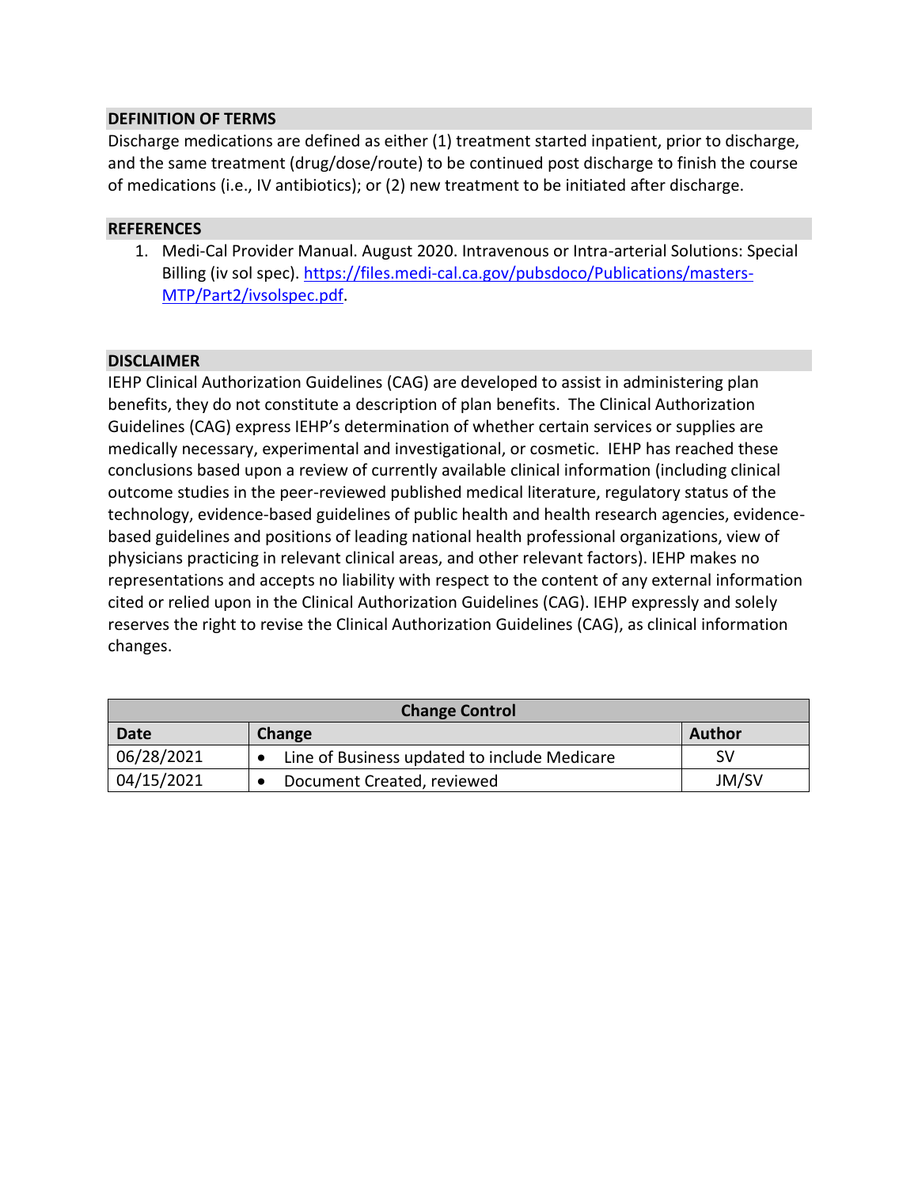## DEFINITION OF TERMS

Discharge medications are defined as either (1) treatment started inpatient, prior to discharge, and the same treatment (drug/dose/route) to be continued post discharge to finish the course of medications (i.e., IV antibiotics); or (2) new treatment to be initiated after discharge.

## REFERENCES

1. Medi-Cal Provider Manual. August 2020. Intravenous or Intra-arterial Solutions: Special Billing (iv sol spec). https://files.medi-cal.ca.gov/pubsdoco/Publications/masters-MTP/Part2/ivsolspec.pdf.

## DISCLAIMER

IEHP Clinical Authorization Guidelines (CAG) are developed to assist in administering plan benefits, they do not constitute a description of plan benefits. The Clinical Authorization Guidelines (CAG) express IEHP's determination of whether certain services or supplies are medically necessary, experimental and investigational, or cosmetic. IEHP has reached these conclusions based upon a review of currently available clinical information (including clinical outcome studies in the peer-reviewed published medical literature, regulatory status of the technology, evidence-based guidelines of public health and health research agencies, evidence-based guidelines and positions of leading national health professional organizations, view of physicians practicing in relevant clinical areas, and other relevant factors). IEHP makes no representations and accepts no liability with respect to the content of any external information cited or relied upon in the Clinical Authorization Guidelines (CAG). IEHP expressly and solely reserves the right to revise the Clinical Authorization Guidelines (CAG), as clinical information changes.

| Change Control | | |
|---|---|---|
| **Date** | **Change** | **Author** |
| 06/28/2021 | • Line of Business updated to include Medicare | SV |
| 04/15/2021 | • Document Created, reviewed | JM/SV |